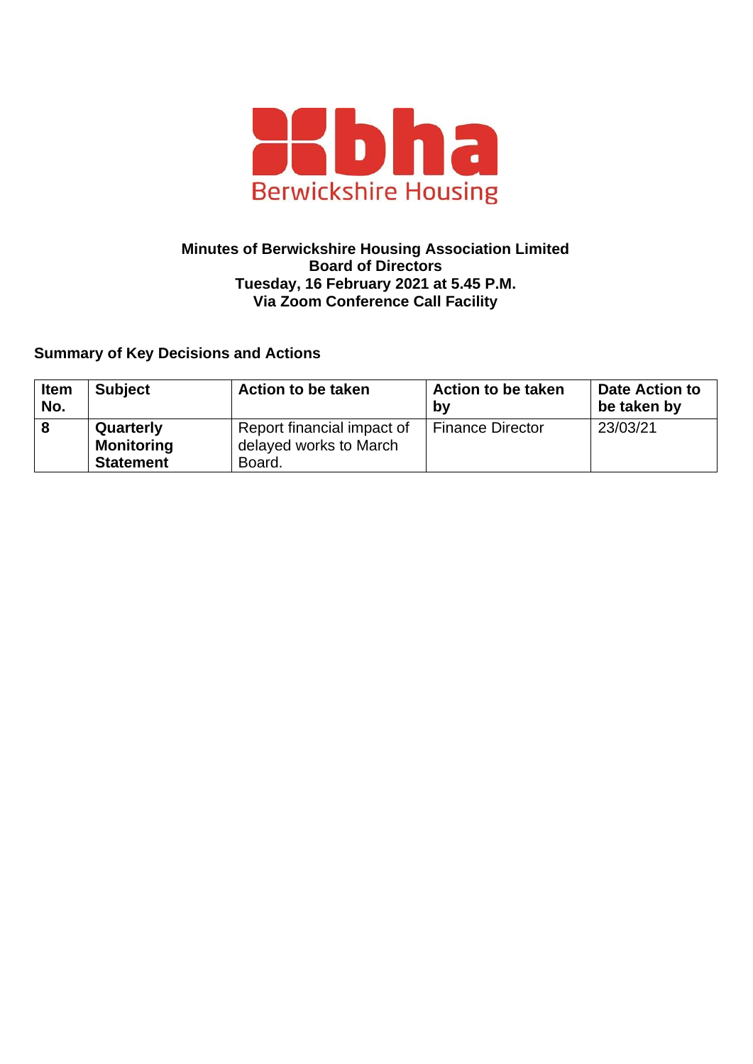**Minutes of Berwickshire Housing Association Limited**
**Board of Directors**
**Tuesday, 16 February 2021 at 5.45 P.M.**
**Via Zoom Conference Call Facility**

## Summary of Key Decisions and Actions

| Item No. | Subject | Action to be taken | Action to be taken by | Date Action to be taken by |
|---|---|---|---|---|
| **8** | **Quarterly Monitoring Statement** | Report financial impact of delayed works to March Board. | Finance Director | 23/03/21 |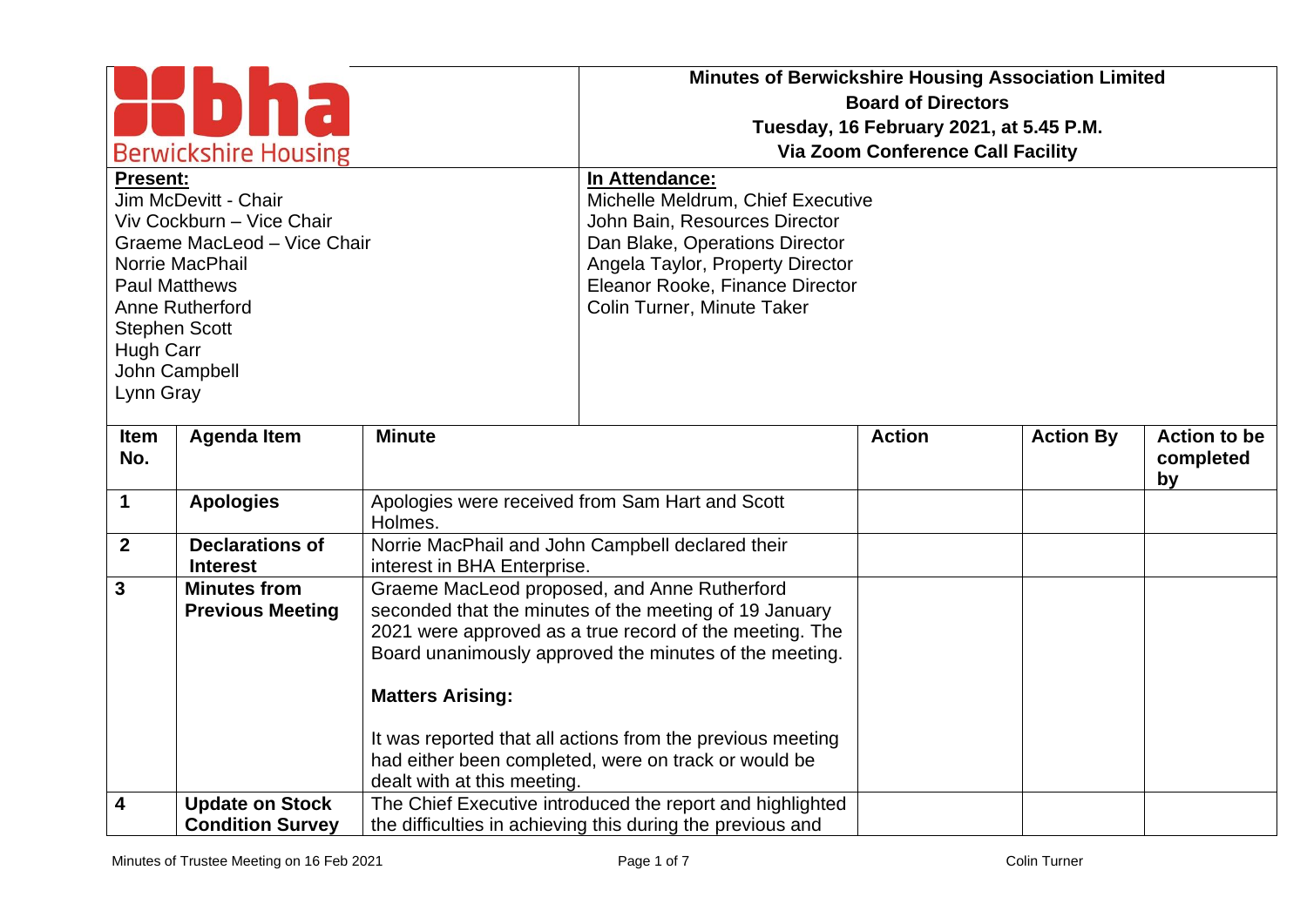# Minutes of Berwickshire Housing Association Limited
## Board of Directors
## Tuesday, 16 February 2021, at 5.45 P.M.
## Via Zoom Conference Call Facility

Berwickshire Housing

**Present:**
Jim McDevitt - Chair
Viv Cockburn – Vice Chair
Graeme MacLeod – Vice Chair
Norrie MacPhail
Paul Matthews
Anne Rutherford
Stephen Scott
Hugh Carr
John Campbell
Lynn Gray

**In Attendance:**
Michelle Meldrum, Chief Executive
John Bain, Resources Director
Dan Blake, Operations Director
Angela Taylor, Property Director
Eleanor Rooke, Finance Director
Colin Turner, Minute Taker

| Item No. | Agenda Item | Minute | Action | Action By | Action to be completed by |
|---|---|---|---|---|---|
| 1 | **Apologies** | Apologies were received from Sam Hart and Scott Holmes. | | | |
| 2 | **Declarations of Interest** | Norrie MacPhail and John Campbell declared their interest in BHA Enterprise. | | | |
| 3 | **Minutes from Previous Meeting** | Graeme MacLeod proposed, and Anne Rutherford seconded that the minutes of the meeting of 19 January 2021 were approved as a true record of the meeting. The Board unanimously approved the minutes of the meeting.<br><br>**Matters Arising:**<br><br>It was reported that all actions from the previous meeting had either been completed, were on track or would be dealt with at this meeting. | | | |
| 4 | **Update on Stock Condition Survey** | The Chief Executive introduced the report and highlighted the difficulties in achieving this during the previous and | | | |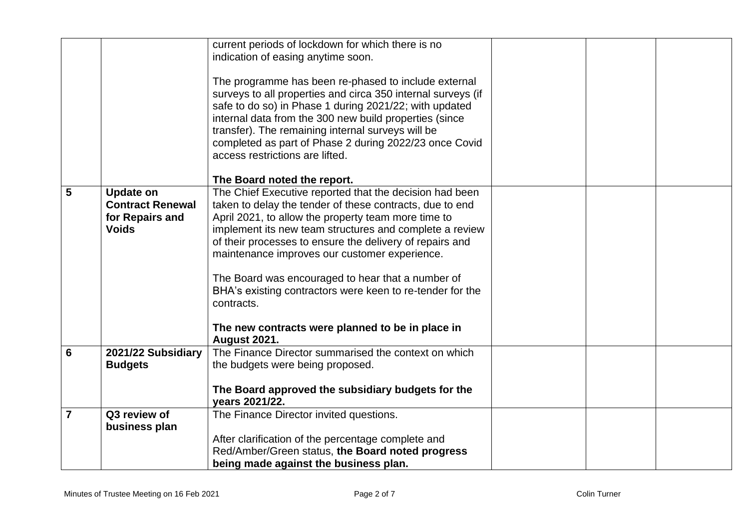|  |  |  |  |  |  |
|---|---|---|---|---|---|
|  |  | current periods of lockdown for which there is no indication of easing anytime soon.<br><br>The programme has been re-phased to include external surveys to all properties and circa 350 internal surveys (if safe to do so) in Phase 1 during 2021/22; with updated internal data from the 300 new build properties (since transfer). The remaining internal surveys will be completed as part of Phase 2 during 2022/23 once Covid access restrictions are lifted.<br><br>**The Board noted the report.** |  |  |  |
| **5** | **Update on Contract Renewal for Repairs and Voids** | The Chief Executive reported that the decision had been taken to delay the tender of these contracts, due to end April 2021, to allow the property team more time to implement its new team structures and complete a review of their processes to ensure the delivery of repairs and maintenance improves our customer experience.<br><br>The Board was encouraged to hear that a number of BHA's existing contractors were keen to re-tender for the contracts.<br><br>**The new contracts were planned to be in place in August 2021.** |  |  |  |
| **6** | **2021/22 Subsidiary Budgets** | The Finance Director summarised the context on which the budgets were being proposed.<br><br>**The Board approved the subsidiary budgets for the years 2021/22.** |  |  |  |
| **7** | **Q3 review of business plan** | The Finance Director invited questions.<br><br>After clarification of the percentage complete and Red/Amber/Green status, **the Board noted progress being made against the business plan.** |  |  |  |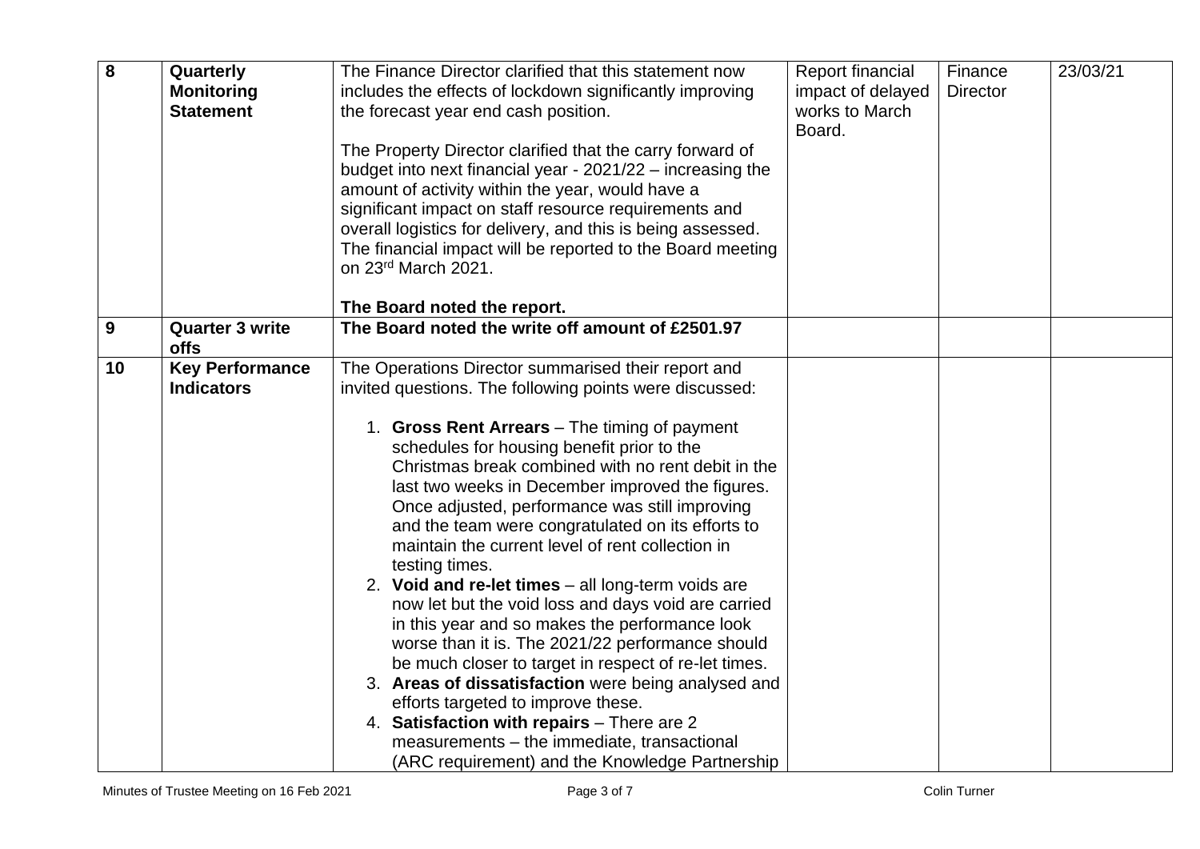| 8 | **Quarterly Monitoring Statement** | The Finance Director clarified that this statement now includes the effects of lockdown significantly improving the forecast year end cash position.<br><br>The Property Director clarified that the carry forward of budget into next financial year - 2021/22 – increasing the amount of activity within the year, would have a significant impact on staff resource requirements and overall logistics for delivery, and this is being assessed. The financial impact will be reported to the Board meeting on 23rd March 2021.<br><br>**The Board noted the report.** | Report financial impact of delayed works to March Board. | Finance Director | 23/03/21 |
|---|---|---|---|---|---|
| 9 | **Quarter 3 write offs** | **The Board noted the write off amount of £2501.97** | | | |
| 10 | **Key Performance Indicators** | The Operations Director summarised their report and invited questions. The following points were discussed:<br><br>1. **Gross Rent Arrears** – The timing of payment schedules for housing benefit prior to the Christmas break combined with no rent debit in the last two weeks in December improved the figures. Once adjusted, performance was still improving and the team were congratulated on its efforts to maintain the current level of rent collection in testing times.<br>2. **Void and re-let times** – all long-term voids are now let but the void loss and days void are carried in this year and so makes the performance look worse than it is. The 2021/22 performance should be much closer to target in respect of re-let times.<br>3. **Areas of dissatisfaction** were being analysed and efforts targeted to improve these.<br>4. **Satisfaction with repairs** – There are 2 measurements – the immediate, transactional (ARC requirement) and the Knowledge Partnership | | | |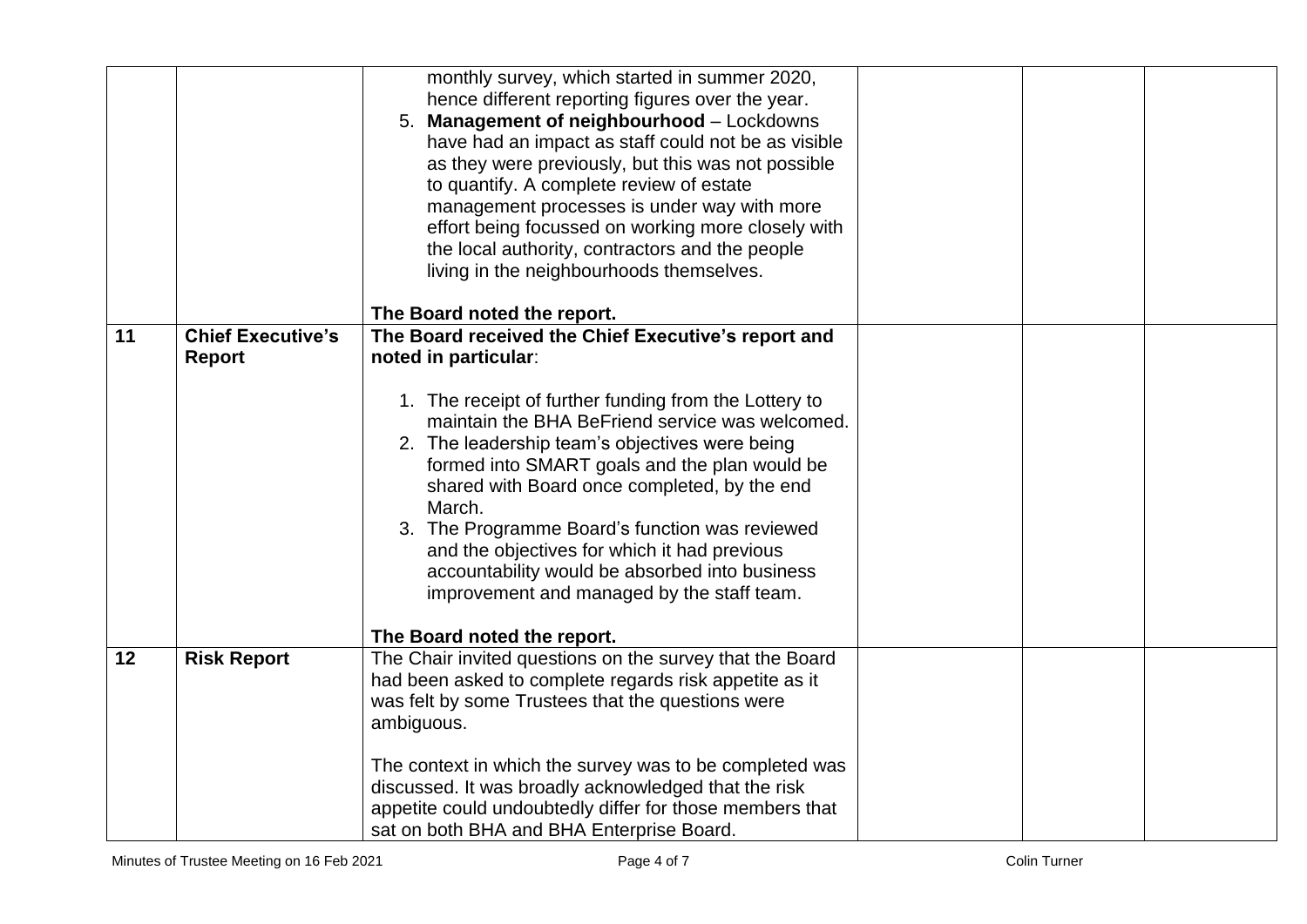| | | | | | |
|---|---|---|---|---|---|
| | | monthly survey, which started in summer 2020, hence different reporting figures over the year.<br>5. **Management of neighbourhood** – Lockdowns have had an impact as staff could not be as visible as they were previously, but this was not possible to quantify. A complete review of estate management processes is under way with more effort being focussed on working more closely with the local authority, contractors and the people living in the neighbourhoods themselves.<br><br>**The Board noted the report.** | | | |
| **11** | **Chief Executive's Report** | **The Board received the Chief Executive's report and noted in particular**:<br><br>1. The receipt of further funding from the Lottery to maintain the BHA BeFriend service was welcomed.<br>2. The leadership team's objectives were being formed into SMART goals and the plan would be shared with Board once completed, by the end March.<br>3. The Programme Board's function was reviewed and the objectives for which it had previous accountability would be absorbed into business improvement and managed by the staff team.<br><br>**The Board noted the report.** | | | |
| **12** | **Risk Report** | The Chair invited questions on the survey that the Board had been asked to complete regards risk appetite as it was felt by some Trustees that the questions were ambiguous.<br><br>The context in which the survey was to be completed was discussed. It was broadly acknowledged that the risk appetite could undoubtedly differ for those members that sat on both BHA and BHA Enterprise Board. | | | |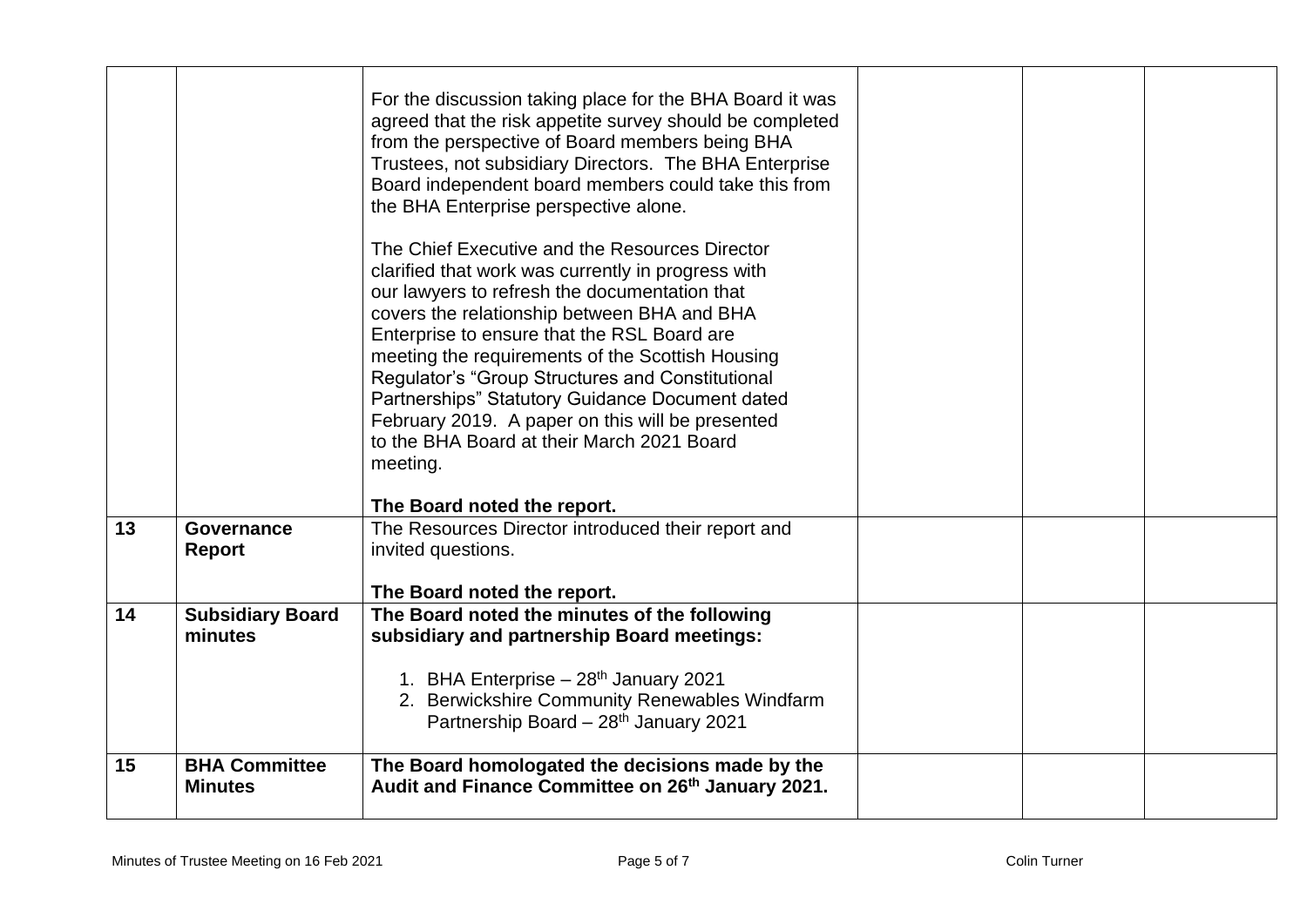| | | | | | |
|---|---|---|---|---|---|
| | | For the discussion taking place for the BHA Board it was agreed that the risk appetite survey should be completed from the perspective of Board members being BHA Trustees, not subsidiary Directors. The BHA Enterprise Board independent board members could take this from the BHA Enterprise perspective alone.<br><br>The Chief Executive and the Resources Director clarified that work was currently in progress with our lawyers to refresh the documentation that covers the relationship between BHA and BHA Enterprise to ensure that the RSL Board are meeting the requirements of the Scottish Housing Regulator's "Group Structures and Constitutional Partnerships" Statutory Guidance Document dated February 2019. A paper on this will be presented to the BHA Board at their March 2021 Board meeting.<br><br>**The Board noted the report.** | | | |
| **13** | **Governance Report** | The Resources Director introduced their report and invited questions.<br><br>**The Board noted the report.** | | | |
| **14** | **Subsidiary Board minutes** | **The Board noted the minutes of the following subsidiary and partnership Board meetings:**<br><br>1. BHA Enterprise – 28th January 2021<br>2. Berwickshire Community Renewables Windfarm Partnership Board – 28th January 2021 | | | |
| **15** | **BHA Committee Minutes** | **The Board homologated the decisions made by the Audit and Finance Committee on 26th January 2021.** | | | |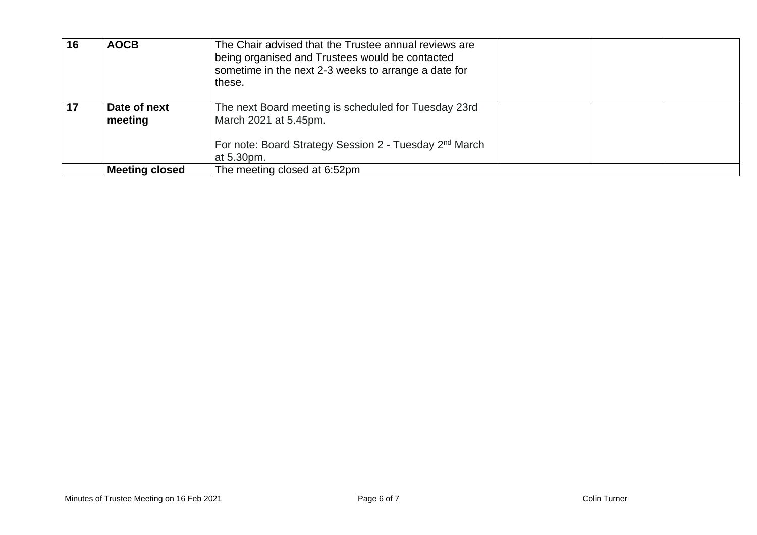| | | | | | |
|---|---|---|---|---|---|
| **16** | **AOCB** | The Chair advised that the Trustee annual reviews are being organised and Trustees would be contacted sometime in the next 2-3 weeks to arrange a date for these. | | | |
| **17** | **Date of next meeting** | The next Board meeting is scheduled for Tuesday 23rd March 2021 at 5.45pm.<br><br>For note: Board Strategy Session 2 - Tuesday 2nd March at 5.30pm. | | | |
| | **Meeting closed** | The meeting closed at 6:52pm | | | |